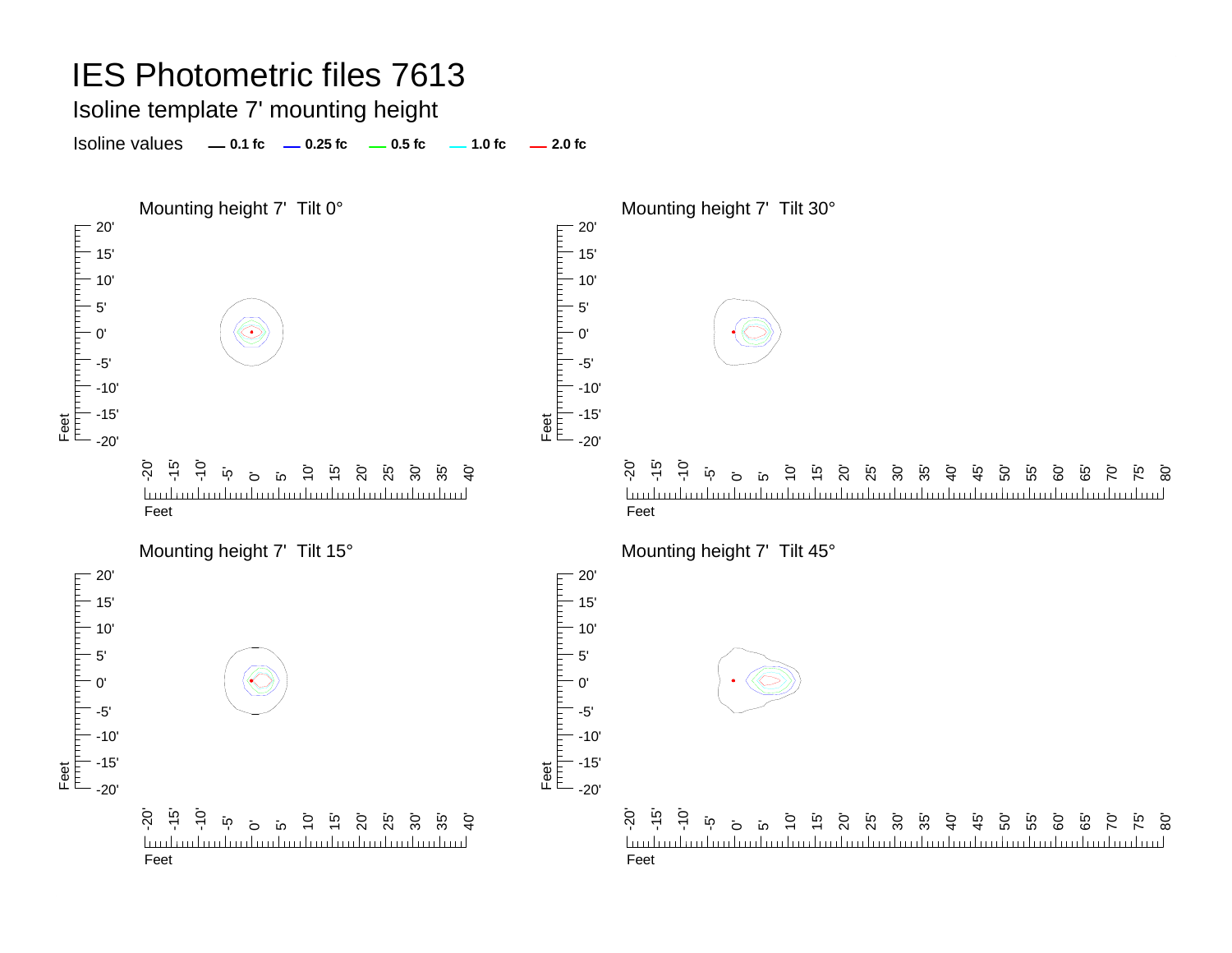# IES Photometric files 7613

## Isoline template 7' mounting height

Isoline values — 0.1 fc — 0.25 fc — 0.5 fc — 1.0 fc — 2.0 fc

Mounting height 7' Tilt 0°

Mounting height 7' Tilt 30°

Mounting height 7' Tilt 15°

Mounting height 7' Tilt 45°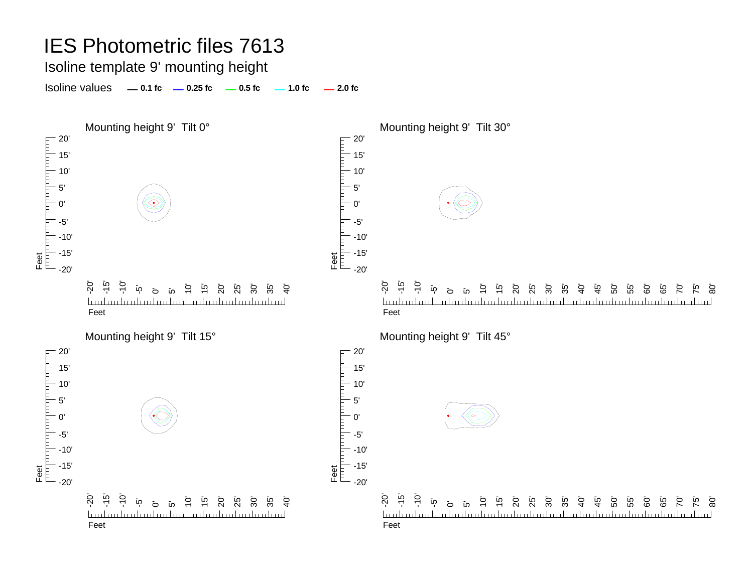# IES Photometric files 7613

## Isoline template 9' mounting height

Isoline values — **0.1 fc** — **0.25 fc** — **0.5 fc** — **1.0 fc** — **2.0 fc**

### Mounting height 9' Tilt 0°

Feet: 20', 15', 10', 5', 0', -5', -10', -15', -20'

Feet: -20', -15', -10', -5', 0', 5', 10', 15', 20', 25', 30', 35', 40'

### Mounting height 9' Tilt 30°

Feet: 20', 15', 10', 5', 0', -5', -10', -15', -20'

Feet: -20', -15', -10', -5', 0', 5', 10', 15', 20', 25', 30', 35', 40', 45', 50', 55', 60', 65', 70', 75', 80'

### Mounting height 9' Tilt 15°

Feet: 20', 15', 10', 5', 0', -5', -10', -15', -20'

Feet: -20', -15', -10', -5', 0', 5', 10', 15', 20', 25', 30', 35', 40'

### Mounting height 9' Tilt 45°

Feet: 20', 15', 10', 5', 0', -5', -10', -15', -20'

Feet: -20', -15', -10', -5', 0', 5', 10', 15', 20', 25', 30', 35', 40', 45', 50', 55', 60', 65', 70', 75', 80'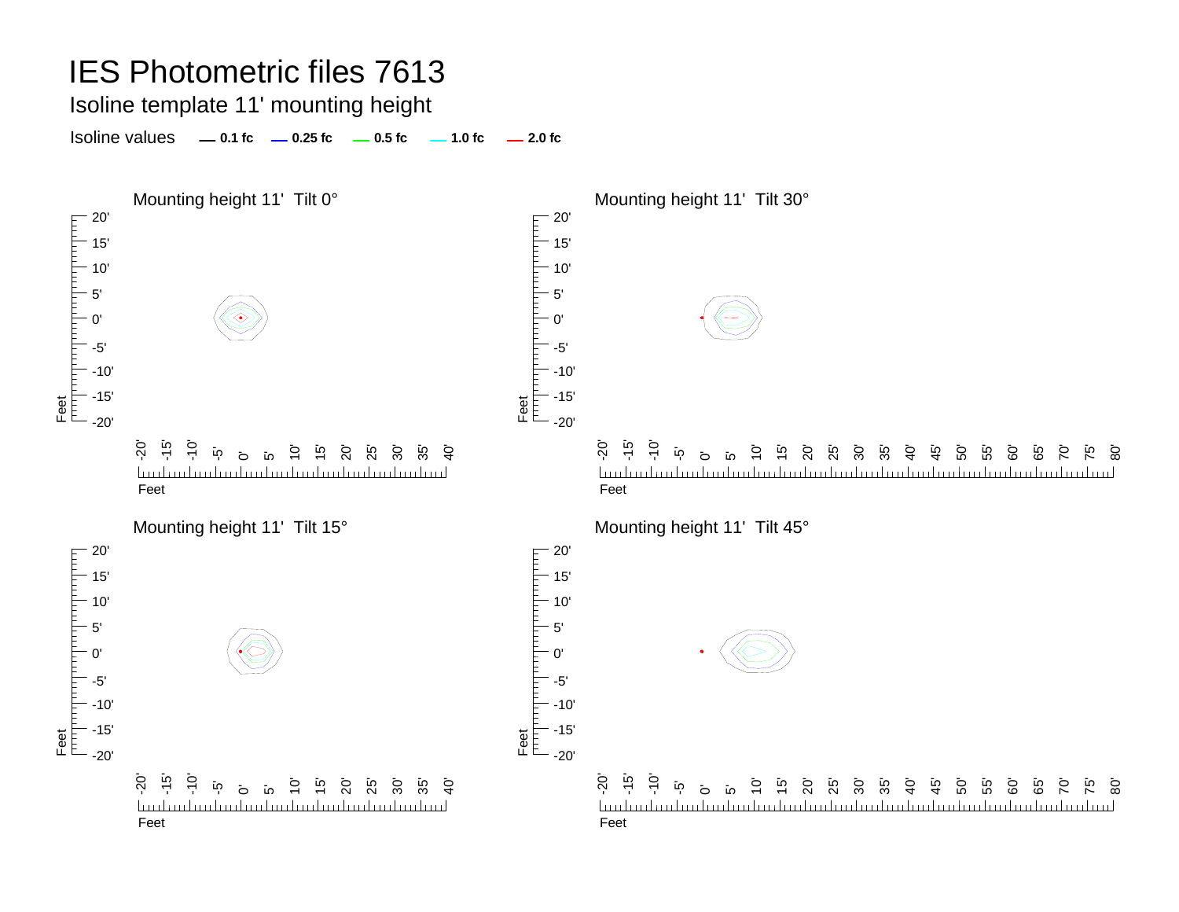# IES Photometric files 7613

## Isoline template 11' mounting height

Isoline values — 0.1 fc — 0.25 fc — 0.5 fc — 1.0 fc — 2.0 fc

### Mounting height 11' Tilt 0°

### Mounting height 11' Tilt 30°

### Mounting height 11' Tilt 15°

### Mounting height 11' Tilt 45°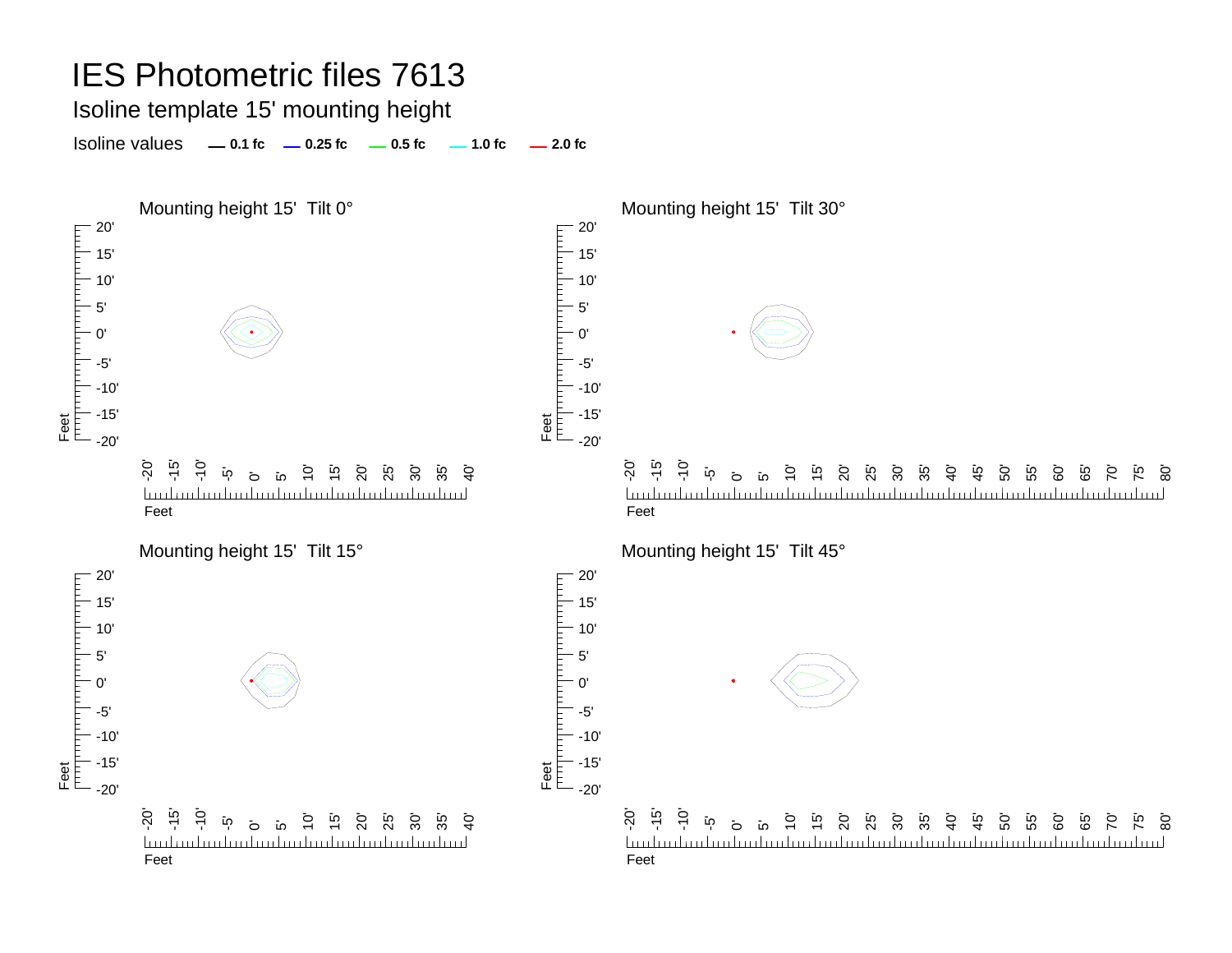# IES Photometric files 7613

## Isoline template 15' mounting height

Isoline values — 0.1 fc — 0.25 fc — 0.5 fc — 1.0 fc — 2.0 fc

### Mounting height 15' Tilt 0°

### Mounting height 15' Tilt 30°

### Mounting height 15' Tilt 15°

### Mounting height 15' Tilt 45°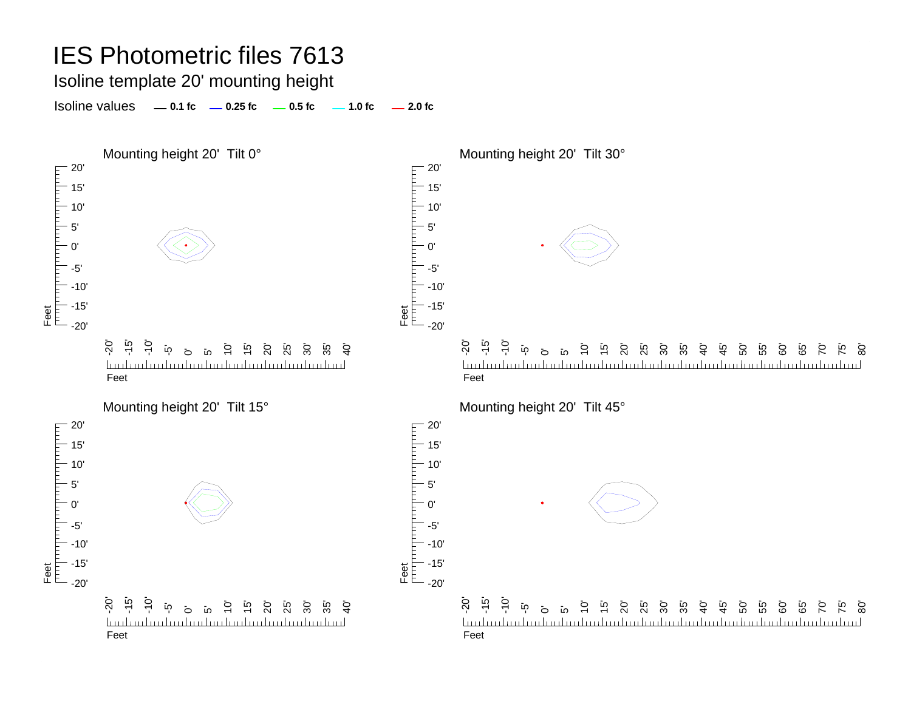# IES Photometric files 7613

## Isoline template 20' mounting height

Isoline values — 0.1 fc — 0.25 fc — 0.5 fc — 1.0 fc — 2.0 fc

### Mounting height 20' Tilt 0°

### Mounting height 20' Tilt 30°

### Mounting height 20' Tilt 15°

### Mounting height 20' Tilt 45°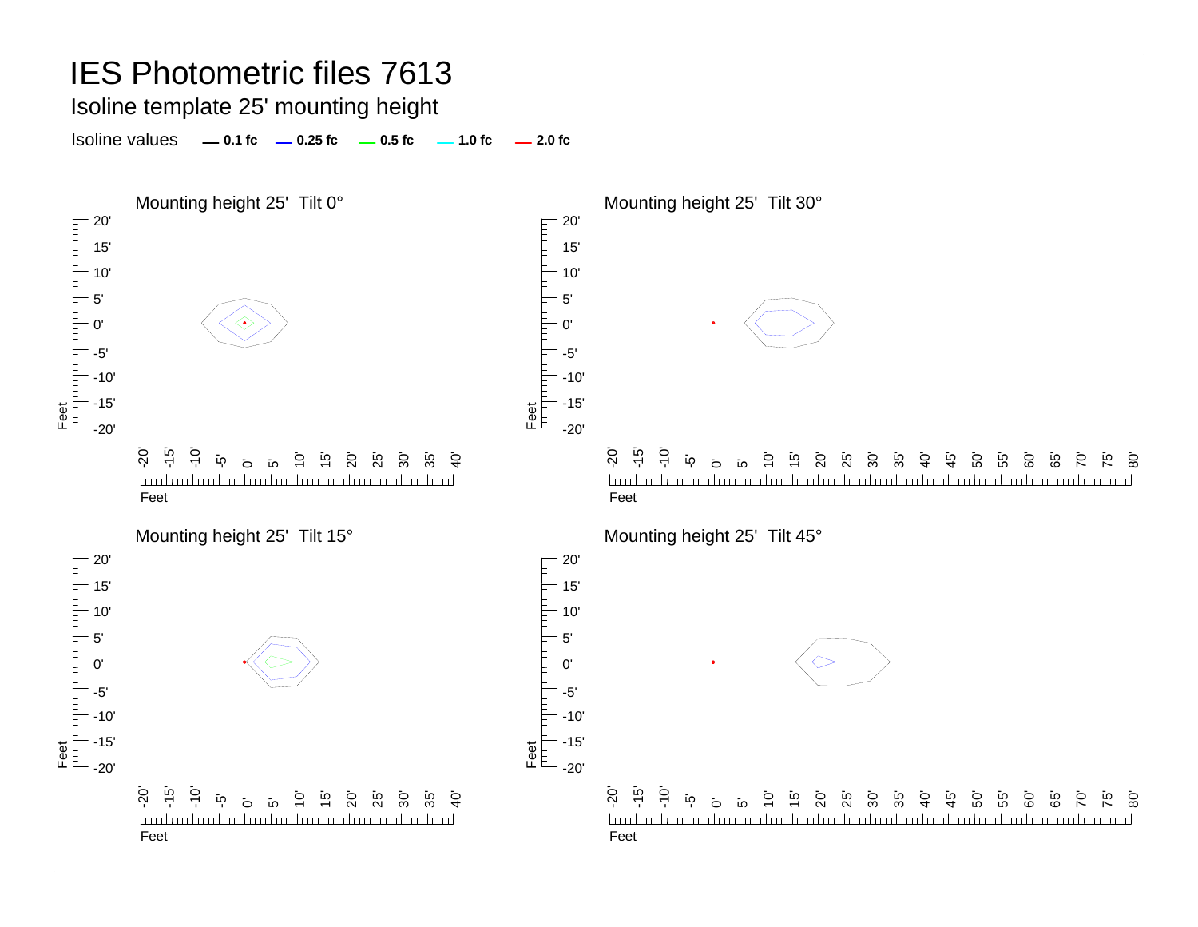# IES Photometric files 7613

## Isoline template 25' mounting height

Isoline values — **0.1 fc** — **0.25 fc** — **0.5 fc** — **1.0 fc** — **2.0 fc**

### Mounting height 25'  Tilt 0°

### Mounting height 25'  Tilt 30°

### Mounting height 25'  Tilt 15°

### Mounting height 25'  Tilt 45°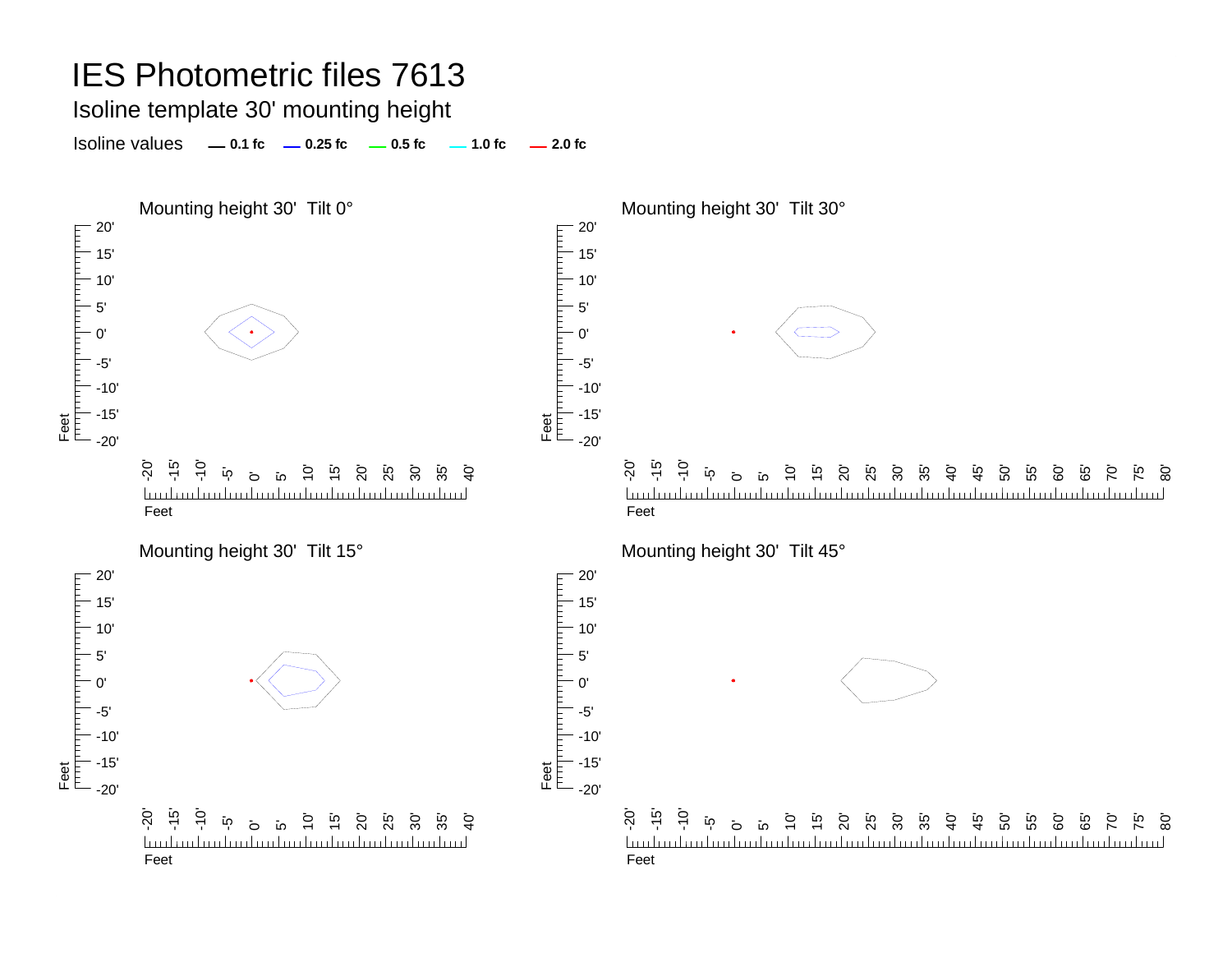# IES Photometric files 7613

## Isoline template 30' mounting height

Isoline values — 0.1 fc — 0.25 fc — 0.5 fc — 1.0 fc — 2.0 fc

Mounting height 30' Tilt 0°

20' 15' 10' 5' 0' -5' -10' -15' -20'

Feet

-20' -15' -10' -5' 0' 5' 10' 15' 20' 25' 30' 35' 40'

Feet

Mounting height 30' Tilt 30°

20' 15' 10' 5' 0' -5' -10' -15' -20'

Feet

-20' -15' -10' -5' 0' 5' 10' 15' 20' 25' 30' 35' 40' 45' 50' 55' 60' 65' 70' 75' 80'

Feet

Mounting height 30' Tilt 15°

20' 15' 10' 5' 0' -5' -10' -15' -20'

Feet

-20' -15' -10' -5' 0' 5' 10' 15' 20' 25' 30' 35' 40'

Feet

Mounting height 30' Tilt 45°

20' 15' 10' 5' 0' -5' -10' -15' -20'

Feet

-20' -15' -10' -5' 0' 5' 10' 15' 20' 25' 30' 35' 40' 45' 50' 55' 60' 65' 70' 75' 80'

Feet